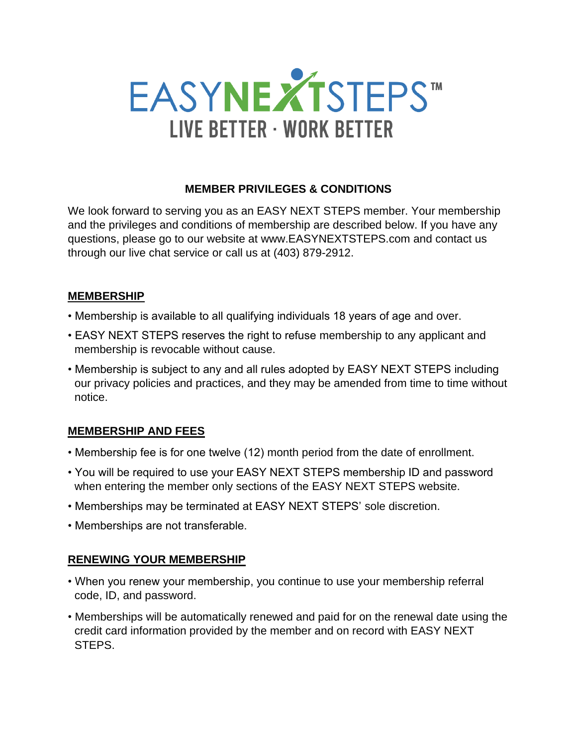EASYNEXTSTEPS™
LIVE BETTER · WORK BETTER

## MEMBER PRIVILEGES & CONDITIONS

We look forward to serving you as an EASY NEXT STEPS member. Your membership and the privileges and conditions of membership are described below. If you have any questions, please go to our website at www.EASYNEXTSTEPS.com and contact us through our live chat service or call us at (403) 879-2912.

### MEMBERSHIP

- Membership is available to all qualifying individuals 18 years of age and over.
- EASY NEXT STEPS reserves the right to refuse membership to any applicant and membership is revocable without cause.
- Membership is subject to any and all rules adopted by EASY NEXT STEPS including our privacy policies and practices, and they may be amended from time to time without notice.

### MEMBERSHIP AND FEES

- Membership fee is for one twelve (12) month period from the date of enrollment.
- You will be required to use your EASY NEXT STEPS membership ID and password when entering the member only sections of the EASY NEXT STEPS website.
- Memberships may be terminated at EASY NEXT STEPS' sole discretion.
- Memberships are not transferable.

### RENEWING YOUR MEMBERSHIP

- When you renew your membership, you continue to use your membership referral code, ID, and password.
- Memberships will be automatically renewed and paid for on the renewal date using the credit card information provided by the member and on record with EASY NEXT STEPS.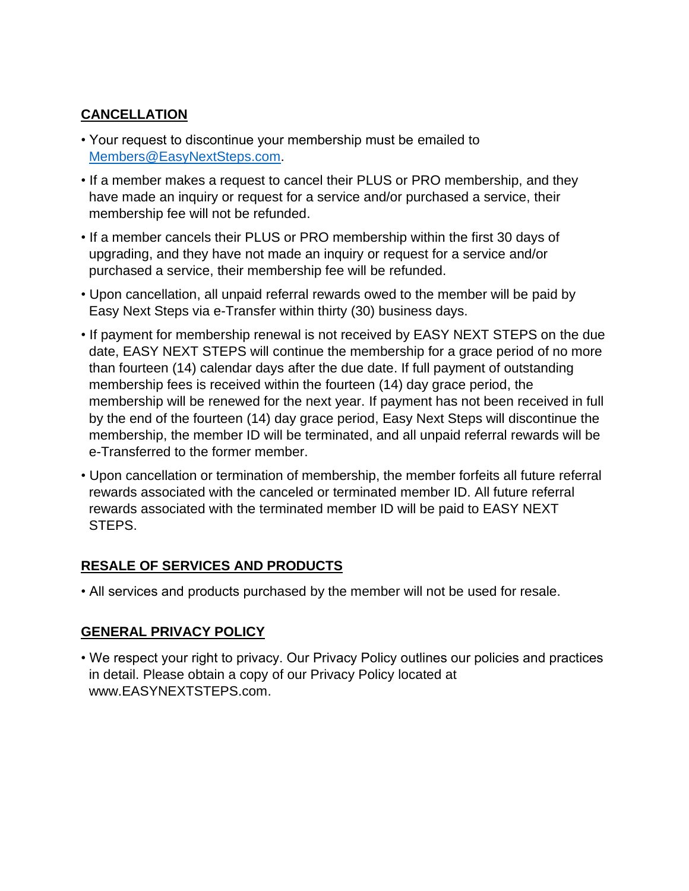## CANCELLATION

- Your request to discontinue your membership must be emailed to Members@EasyNextSteps.com.
- If a member makes a request to cancel their PLUS or PRO membership, and they have made an inquiry or request for a service and/or purchased a service, their membership fee will not be refunded.
- If a member cancels their PLUS or PRO membership within the first 30 days of upgrading, and they have not made an inquiry or request for a service and/or purchased a service, their membership fee will be refunded.
- Upon cancellation, all unpaid referral rewards owed to the member will be paid by Easy Next Steps via e-Transfer within thirty (30) business days.
- If payment for membership renewal is not received by EASY NEXT STEPS on the due date, EASY NEXT STEPS will continue the membership for a grace period of no more than fourteen (14) calendar days after the due date. If full payment of outstanding membership fees is received within the fourteen (14) day grace period, the membership will be renewed for the next year. If payment has not been received in full by the end of the fourteen (14) day grace period, Easy Next Steps will discontinue the membership, the member ID will be terminated, and all unpaid referral rewards will be e-Transferred to the former member.
- Upon cancellation or termination of membership, the member forfeits all future referral rewards associated with the canceled or terminated member ID. All future referral rewards associated with the terminated member ID will be paid to EASY NEXT STEPS.

## RESALE OF SERVICES AND PRODUCTS

- All services and products purchased by the member will not be used for resale.

## GENERAL PRIVACY POLICY

- We respect your right to privacy. Our Privacy Policy outlines our policies and practices in detail. Please obtain a copy of our Privacy Policy located at www.EASYNEXTSTEPS.com.